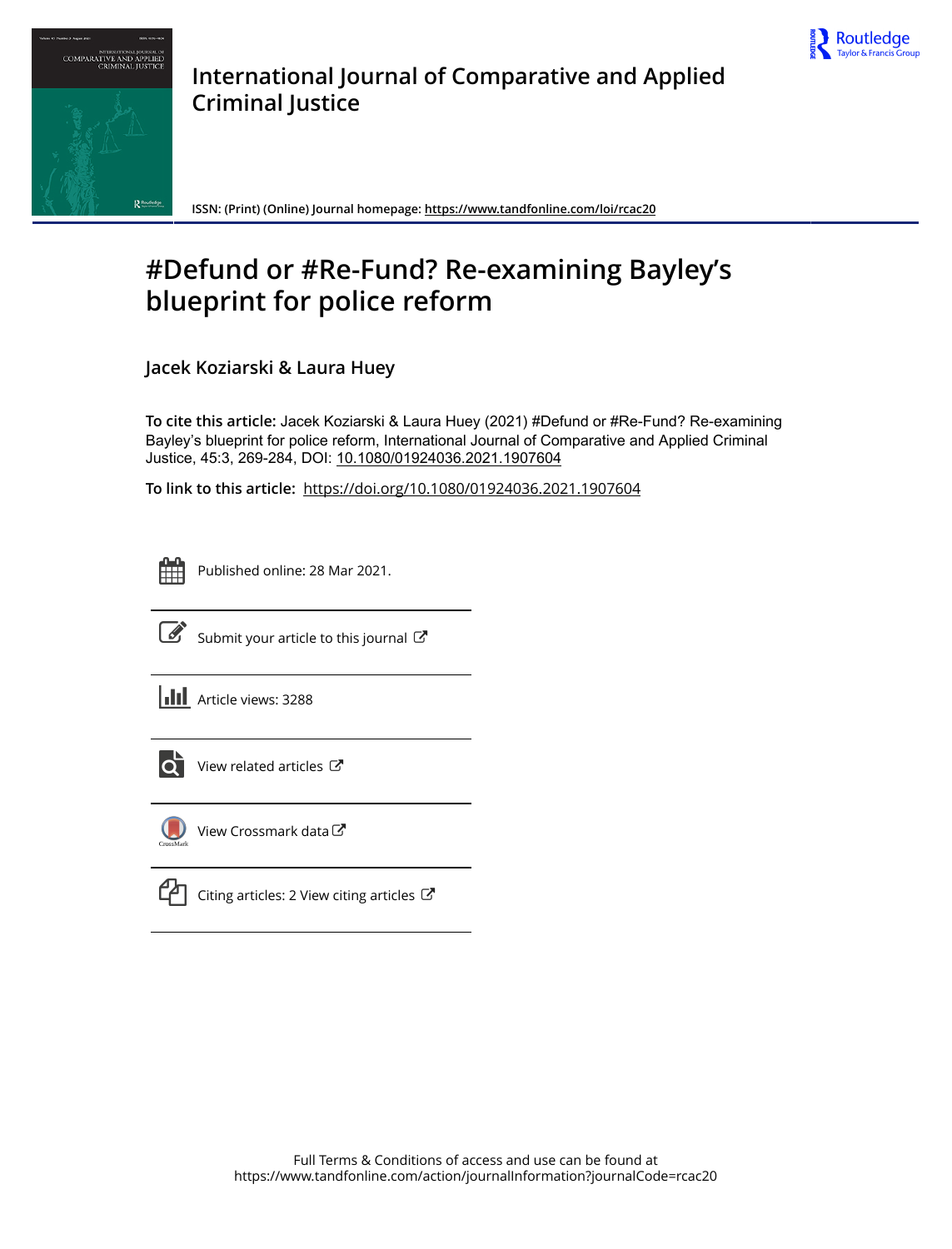# International Journal of Comparative and Applied Criminal Justice

ISSN: (Print) (Online) Journal homepage: https://www.tandfonline.com/loi/rcac20

# #Defund or #Re-Fund? Re-examining Bayley's blueprint for police reform

**Jacek Koziarski & Laura Huey**

**To cite this article:** Jacek Koziarski & Laura Huey (2021) #Defund or #Re-Fund? Re-examining Bayley's blueprint for police reform, International Journal of Comparative and Applied Criminal Justice, 45:3, 269-284, DOI: 10.1080/01924036.2021.1907604

**To link to this article:** https://doi.org/10.1080/01924036.2021.1907604

Published online: 28 Mar 2021.

Submit your article to this journal

Article views: 3288

View related articles

View Crossmark data

Citing articles: 2 View citing articles

Full Terms & Conditions of access and use can be found at https://www.tandfonline.com/action/journalInformation?journalCode=rcac20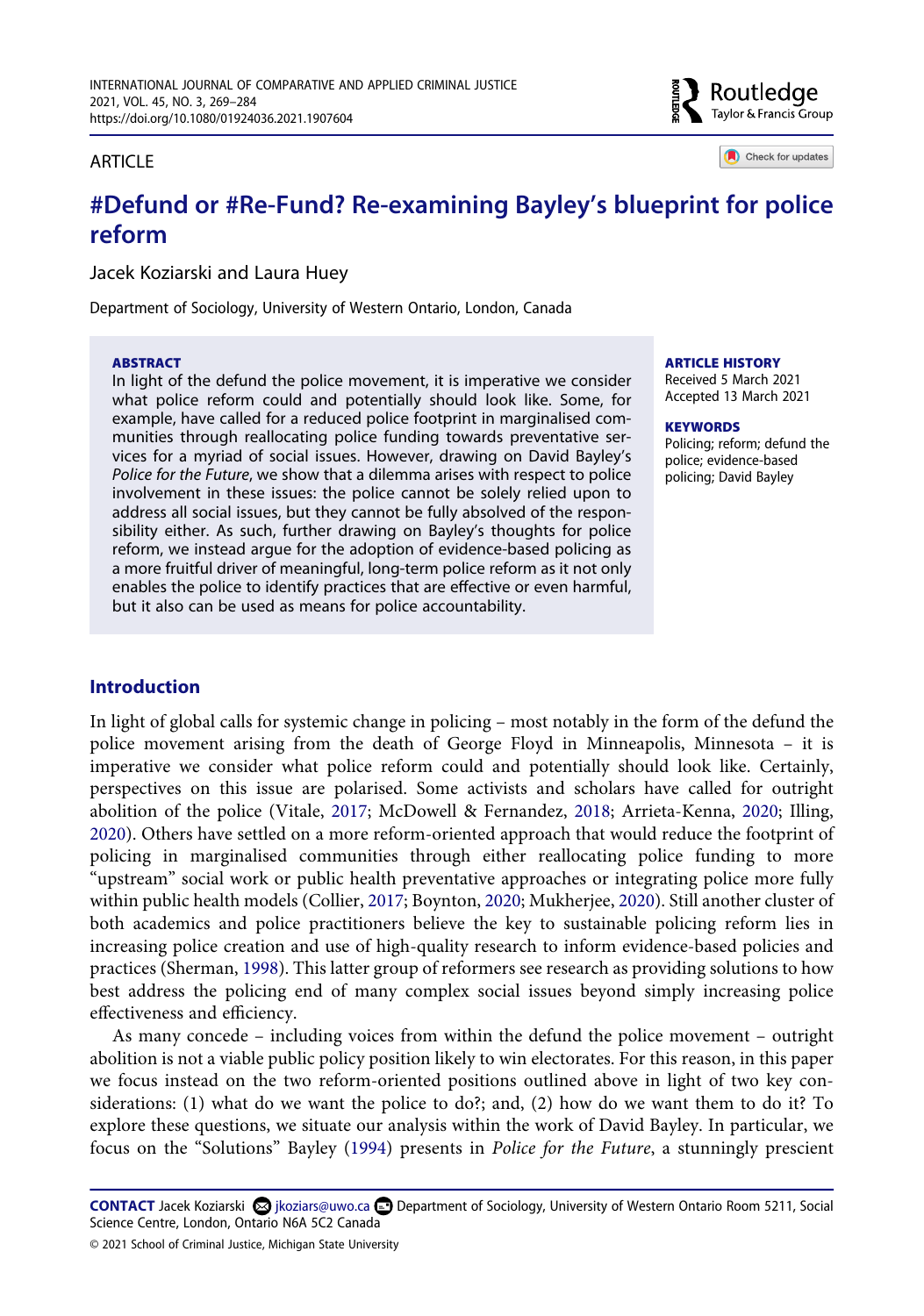ARTICLE

# #Defund or #Re-Fund? Re-examining Bayley's blueprint for police reform

Jacek Koziarski and Laura Huey

Department of Sociology, University of Western Ontario, London, Canada

**ABSTRACT**

In light of the defund the police movement, it is imperative we consider what police reform could and potentially should look like. Some, for example, have called for a reduced police footprint in marginalised communities through reallocating police funding towards preventative services for a myriad of social issues. However, drawing on David Bayley's *Police for the Future*, we show that a dilemma arises with respect to police involvement in these issues: the police cannot be solely relied upon to address all social issues, but they cannot be fully absolved of the responsibility either. As such, further drawing on Bayley's thoughts for police reform, we instead argue for the adoption of evidence-based policing as a more fruitful driver of meaningful, long-term police reform as it not only enables the police to identify practices that are effective or even harmful, but it also can be used as means for police accountability.

**ARTICLE HISTORY**

Received 5 March 2021
Accepted 13 March 2021

**KEYWORDS**

Policing; reform; defund the police; evidence-based policing; David Bayley

## Introduction

In light of global calls for systemic change in policing – most notably in the form of the defund the police movement arising from the death of George Floyd in Minneapolis, Minnesota – it is imperative we consider what police reform could and potentially should look like. Certainly, perspectives on this issue are polarised. Some activists and scholars have called for outright abolition of the police (Vitale, 2017; McDowell & Fernandez, 2018; Arrieta-Kenna, 2020; Illing, 2020). Others have settled on a more reform-oriented approach that would reduce the footprint of policing in marginalised communities through either reallocating police funding to more "upstream" social work or public health preventative approaches or integrating police more fully within public health models (Collier, 2017; Boynton, 2020; Mukherjee, 2020). Still another cluster of both academics and police practitioners believe the key to sustainable policing reform lies in increasing police creation and use of high-quality research to inform evidence-based policies and practices (Sherman, 1998). This latter group of reformers see research as providing solutions to how best address the policing end of many complex social issues beyond simply increasing police effectiveness and efficiency.

As many concede – including voices from within the defund the police movement – outright abolition is not a viable public policy position likely to win electorates. For this reason, in this paper we focus instead on the two reform-oriented positions outlined above in light of two key considerations: (1) what do we want the police to do?; and, (2) how do we want them to do it? To explore these questions, we situate our analysis within the work of David Bayley. In particular, we focus on the "Solutions" Bayley (1994) presents in *Police for the Future*, a stunningly prescient

**CONTACT** Jacek Koziarski jkoziars@uwo.ca Department of Sociology, University of Western Ontario Room 5211, Social Science Centre, London, Ontario N6A 5C2 Canada

© 2021 School of Criminal Justice, Michigan State University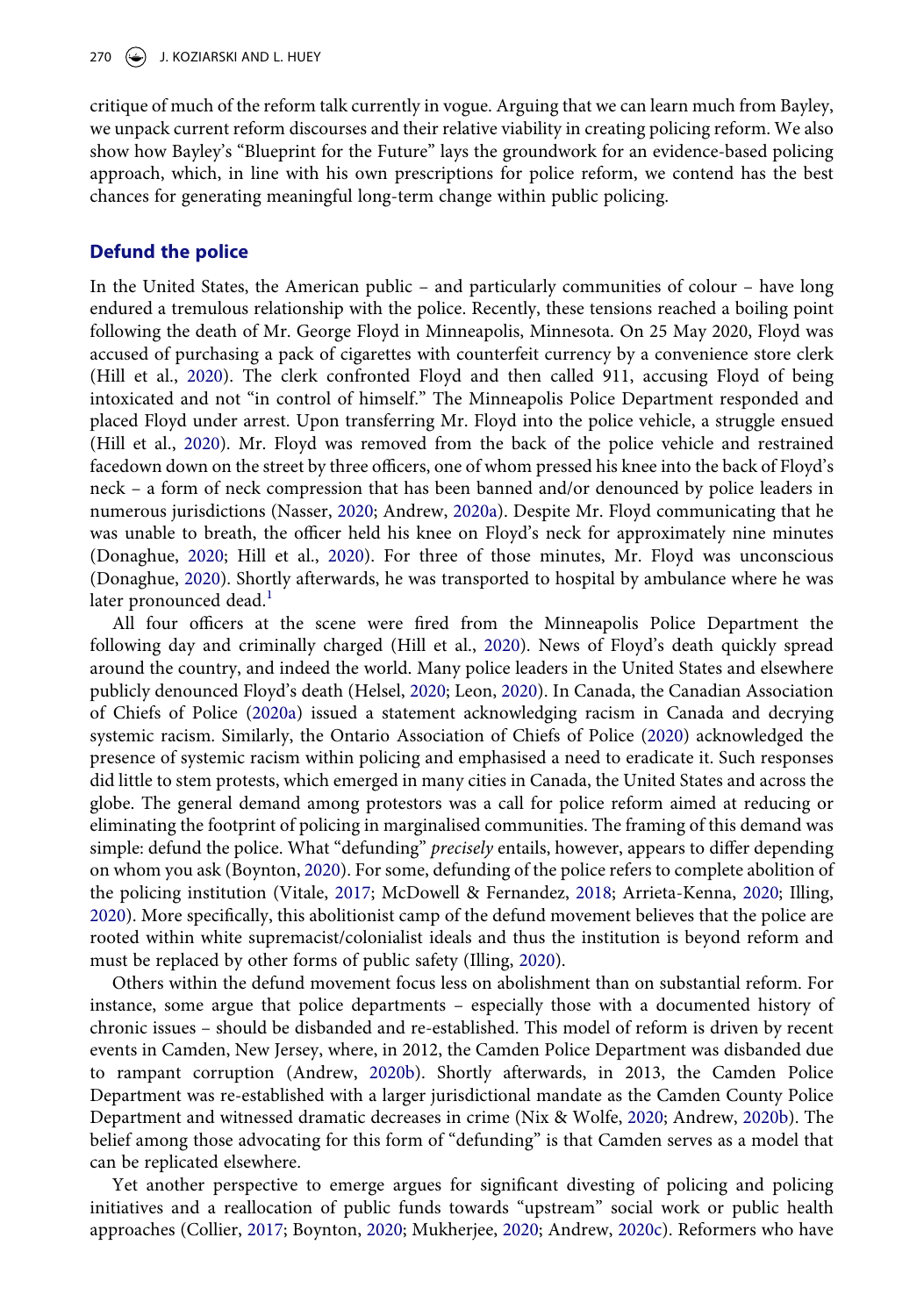critique of much of the reform talk currently in vogue. Arguing that we can learn much from Bayley, we unpack current reform discourses and their relative viability in creating policing reform. We also show how Bayley's "Blueprint for the Future" lays the groundwork for an evidence-based policing approach, which, in line with his own prescriptions for police reform, we contend has the best chances for generating meaningful long-term change within public policing.

## Defund the police

In the United States, the American public – and particularly communities of colour – have long endured a tremulous relationship with the police. Recently, these tensions reached a boiling point following the death of Mr. George Floyd in Minneapolis, Minnesota. On 25 May 2020, Floyd was accused of purchasing a pack of cigarettes with counterfeit currency by a convenience store clerk (Hill et al., 2020). The clerk confronted Floyd and then called 911, accusing Floyd of being intoxicated and not "in control of himself." The Minneapolis Police Department responded and placed Floyd under arrest. Upon transferring Mr. Floyd into the police vehicle, a struggle ensued (Hill et al., 2020). Mr. Floyd was removed from the back of the police vehicle and restrained facedown down on the street by three officers, one of whom pressed his knee into the back of Floyd's neck – a form of neck compression that has been banned and/or denounced by police leaders in numerous jurisdictions (Nasser, 2020; Andrew, 2020a). Despite Mr. Floyd communicating that he was unable to breath, the officer held his knee on Floyd's neck for approximately nine minutes (Donaghue, 2020; Hill et al., 2020). For three of those minutes, Mr. Floyd was unconscious (Donaghue, 2020). Shortly afterwards, he was transported to hospital by ambulance where he was later pronounced dead.[1]

All four officers at the scene were fired from the Minneapolis Police Department the following day and criminally charged (Hill et al., 2020). News of Floyd's death quickly spread around the country, and indeed the world. Many police leaders in the United States and elsewhere publicly denounced Floyd's death (Helsel, 2020; Leon, 2020). In Canada, the Canadian Association of Chiefs of Police (2020a) issued a statement acknowledging racism in Canada and decrying systemic racism. Similarly, the Ontario Association of Chiefs of Police (2020) acknowledged the presence of systemic racism within policing and emphasised a need to eradicate it. Such responses did little to stem protests, which emerged in many cities in Canada, the United States and across the globe. The general demand among protestors was a call for police reform aimed at reducing or eliminating the footprint of policing in marginalised communities. The framing of this demand was simple: defund the police. What "defunding" *precisely* entails, however, appears to differ depending on whom you ask (Boynton, 2020). For some, defunding of the police refers to complete abolition of the policing institution (Vitale, 2017; McDowell & Fernandez, 2018; Arrieta-Kenna, 2020; Illing, 2020). More specifically, this abolitionist camp of the defund movement believes that the police are rooted within white supremacist/colonialist ideals and thus the institution is beyond reform and must be replaced by other forms of public safety (Illing, 2020).

Others within the defund movement focus less on abolishment than on substantial reform. For instance, some argue that police departments – especially those with a documented history of chronic issues – should be disbanded and re-established. This model of reform is driven by recent events in Camden, New Jersey, where, in 2012, the Camden Police Department was disbanded due to rampant corruption (Andrew, 2020b). Shortly afterwards, in 2013, the Camden Police Department was re-established with a larger jurisdictional mandate as the Camden County Police Department and witnessed dramatic decreases in crime (Nix & Wolfe, 2020; Andrew, 2020b). The belief among those advocating for this form of "defunding" is that Camden serves as a model that can be replicated elsewhere.

Yet another perspective to emerge argues for significant divesting of policing and policing initiatives and a reallocation of public funds towards "upstream" social work or public health approaches (Collier, 2017; Boynton, 2020; Mukherjee, 2020; Andrew, 2020c). Reformers who have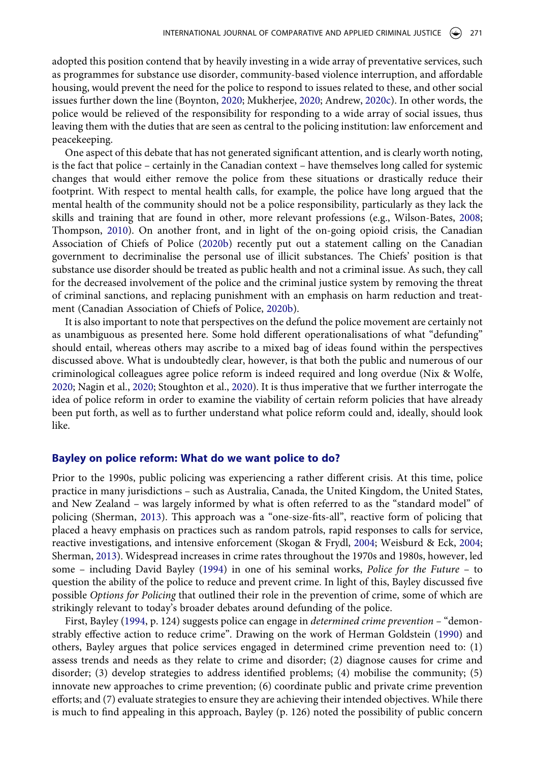adopted this position contend that by heavily investing in a wide array of preventative services, such as programmes for substance use disorder, community-based violence interruption, and affordable housing, would prevent the need for the police to respond to issues related to these, and other social issues further down the line (Boynton, 2020; Mukherjee, 2020; Andrew, 2020c). In other words, the police would be relieved of the responsibility for responding to a wide array of social issues, thus leaving them with the duties that are seen as central to the policing institution: law enforcement and peacekeeping.

One aspect of this debate that has not generated significant attention, and is clearly worth noting, is the fact that police – certainly in the Canadian context – have themselves long called for systemic changes that would either remove the police from these situations or drastically reduce their footprint. With respect to mental health calls, for example, the police have long argued that the mental health of the community should not be a police responsibility, particularly as they lack the skills and training that are found in other, more relevant professions (e.g., Wilson-Bates, 2008; Thompson, 2010). On another front, and in light of the on-going opioid crisis, the Canadian Association of Chiefs of Police (2020b) recently put out a statement calling on the Canadian government to decriminalise the personal use of illicit substances. The Chiefs' position is that substance use disorder should be treated as public health and not a criminal issue. As such, they call for the decreased involvement of the police and the criminal justice system by removing the threat of criminal sanctions, and replacing punishment with an emphasis on harm reduction and treatment (Canadian Association of Chiefs of Police, 2020b).

It is also important to note that perspectives on the defund the police movement are certainly not as unambiguous as presented here. Some hold different operationalisations of what "defunding" should entail, whereas others may ascribe to a mixed bag of ideas found within the perspectives discussed above. What is undoubtedly clear, however, is that both the public and numerous of our criminological colleagues agree police reform is indeed required and long overdue (Nix & Wolfe, 2020; Nagin et al., 2020; Stoughton et al., 2020). It is thus imperative that we further interrogate the idea of police reform in order to examine the viability of certain reform policies that have already been put forth, as well as to further understand what police reform could and, ideally, should look like.

## Bayley on police reform: What do we want police to do?

Prior to the 1990s, public policing was experiencing a rather different crisis. At this time, police practice in many jurisdictions – such as Australia, Canada, the United Kingdom, the United States, and New Zealand – was largely informed by what is often referred to as the "standard model" of policing (Sherman, 2013). This approach was a "one-size-fits-all", reactive form of policing that placed a heavy emphasis on practices such as random patrols, rapid responses to calls for service, reactive investigations, and intensive enforcement (Skogan & Frydl, 2004; Weisburd & Eck, 2004; Sherman, 2013). Widespread increases in crime rates throughout the 1970s and 1980s, however, led some – including David Bayley (1994) in one of his seminal works, *Police for the Future* – to question the ability of the police to reduce and prevent crime. In light of this, Bayley discussed five possible *Options for Policing* that outlined their role in the prevention of crime, some of which are strikingly relevant to today's broader debates around defunding of the police.

First, Bayley (1994, p. 124) suggests police can engage in *determined crime prevention* – "demonstrably effective action to reduce crime". Drawing on the work of Herman Goldstein (1990) and others, Bayley argues that police services engaged in determined crime prevention need to: (1) assess trends and needs as they relate to crime and disorder; (2) diagnose causes for crime and disorder; (3) develop strategies to address identified problems; (4) mobilise the community; (5) innovate new approaches to crime prevention; (6) coordinate public and private crime prevention efforts; and (7) evaluate strategies to ensure they are achieving their intended objectives. While there is much to find appealing in this approach, Bayley (p. 126) noted the possibility of public concern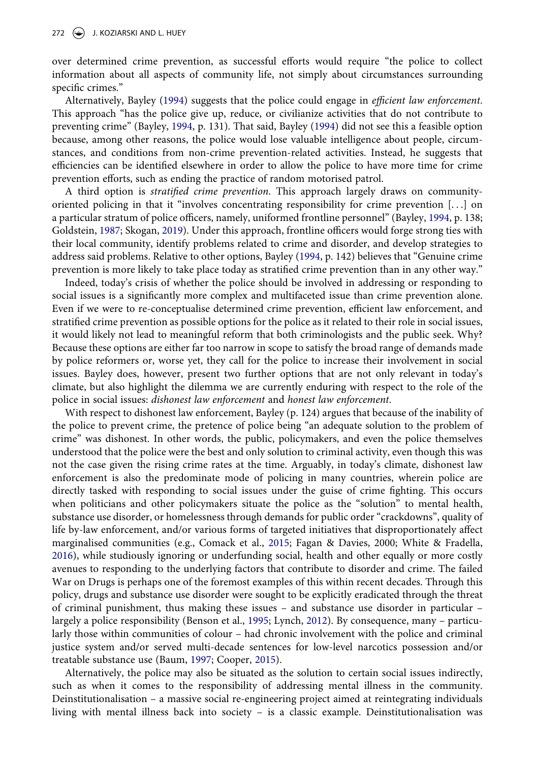over determined crime prevention, as successful efforts would require "the police to collect information about all aspects of community life, not simply about circumstances surrounding specific crimes."

Alternatively, Bayley (1994) suggests that the police could engage in *efficient law enforcement*. This approach "has the police give up, reduce, or civilianize activities that do not contribute to preventing crime" (Bayley, 1994, p. 131). That said, Bayley (1994) did not see this a feasible option because, among other reasons, the police would lose valuable intelligence about people, circumstances, and conditions from non-crime prevention-related activities. Instead, he suggests that efficiencies can be identified elsewhere in order to allow the police to have more time for crime prevention efforts, such as ending the practice of random motorised patrol.

A third option is *stratified crime prevention*. This approach largely draws on community-oriented policing in that it "involves concentrating responsibility for crime prevention [...] on a particular stratum of police officers, namely, uniformed frontline personnel" (Bayley, 1994, p. 138; Goldstein, 1987; Skogan, 2019). Under this approach, frontline officers would forge strong ties with their local community, identify problems related to crime and disorder, and develop strategies to address said problems. Relative to other options, Bayley (1994, p. 142) believes that "Genuine crime prevention is more likely to take place today as stratified crime prevention than in any other way."

Indeed, today's crisis of whether the police should be involved in addressing or responding to social issues is a significantly more complex and multifaceted issue than crime prevention alone. Even if we were to re-conceptualise determined crime prevention, efficient law enforcement, and stratified crime prevention as possible options for the police as it related to their role in social issues, it would likely not lead to meaningful reform that both criminologists and the public seek. Why? Because these options are either far too narrow in scope to satisfy the broad range of demands made by police reformers or, worse yet, they call for the police to increase their involvement in social issues. Bayley does, however, present two further options that are not only relevant in today's climate, but also highlight the dilemma we are currently enduring with respect to the role of the police in social issues: *dishonest law enforcement* and *honest law enforcement*.

With respect to dishonest law enforcement, Bayley (p. 124) argues that because of the inability of the police to prevent crime, the pretence of police being "an adequate solution to the problem of crime" was dishonest. In other words, the public, policymakers, and even the police themselves understood that the police were the best and only solution to criminal activity, even though this was not the case given the rising crime rates at the time. Arguably, in today's climate, dishonest law enforcement is also the predominate mode of policing in many countries, wherein police are directly tasked with responding to social issues under the guise of crime fighting. This occurs when politicians and other policymakers situate the police as the "solution" to mental health, substance use disorder, or homelessness through demands for public order "crackdowns", quality of life by-law enforcement, and/or various forms of targeted initiatives that disproportionately affect marginalised communities (e.g., Comack et al., 2015; Fagan & Davies, 2000; White & Fradella, 2016), while studiously ignoring or underfunding social, health and other equally or more costly avenues to responding to the underlying factors that contribute to disorder and crime. The failed War on Drugs is perhaps one of the foremost examples of this within recent decades. Through this policy, drugs and substance use disorder were sought to be explicitly eradicated through the threat of criminal punishment, thus making these issues – and substance use disorder in particular – largely a police responsibility (Benson et al., 1995; Lynch, 2012). By consequence, many – particularly those within communities of colour – had chronic involvement with the police and criminal justice system and/or served multi-decade sentences for low-level narcotics possession and/or treatable substance use (Baum, 1997; Cooper, 2015).

Alternatively, the police may also be situated as the solution to certain social issues indirectly, such as when it comes to the responsibility of addressing mental illness in the community. Deinstitutionalisation – a massive social re-engineering project aimed at reintegrating individuals living with mental illness back into society – is a classic example. Deinstitutionalisation was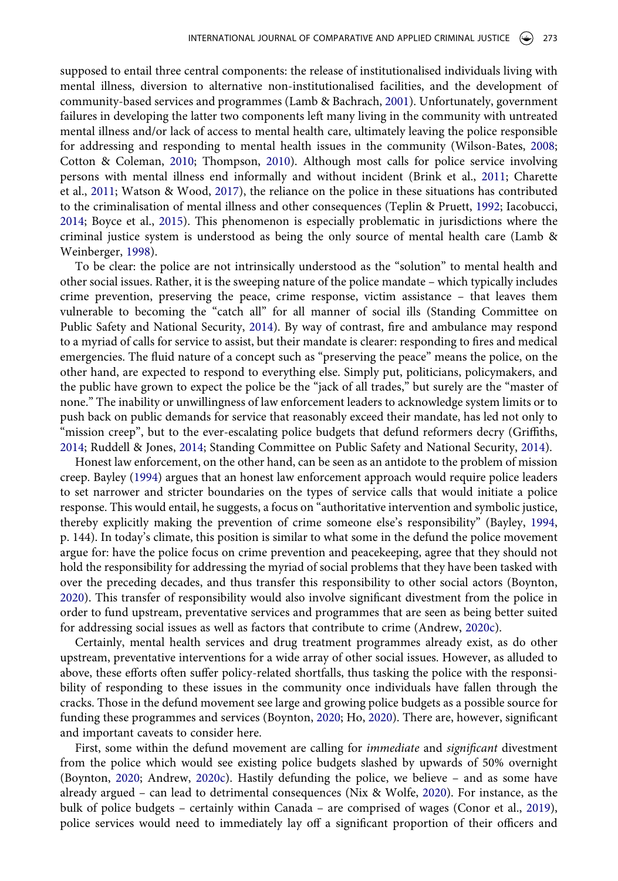supposed to entail three central components: the release of institutionalised individuals living with mental illness, diversion to alternative non-institutionalised facilities, and the development of community-based services and programmes (Lamb & Bachrach, 2001). Unfortunately, government failures in developing the latter two components left many living in the community with untreated mental illness and/or lack of access to mental health care, ultimately leaving the police responsible for addressing and responding to mental health issues in the community (Wilson-Bates, 2008; Cotton & Coleman, 2010; Thompson, 2010). Although most calls for police service involving persons with mental illness end informally and without incident (Brink et al., 2011; Charette et al., 2011; Watson & Wood, 2017), the reliance on the police in these situations has contributed to the criminalisation of mental illness and other consequences (Teplin & Pruett, 1992; Iacobucci, 2014; Boyce et al., 2015). This phenomenon is especially problematic in jurisdictions where the criminal justice system is understood as being the only source of mental health care (Lamb & Weinberger, 1998).

To be clear: the police are not intrinsically understood as the "solution" to mental health and other social issues. Rather, it is the sweeping nature of the police mandate – which typically includes crime prevention, preserving the peace, crime response, victim assistance – that leaves them vulnerable to becoming the "catch all" for all manner of social ills (Standing Committee on Public Safety and National Security, 2014). By way of contrast, fire and ambulance may respond to a myriad of calls for service to assist, but their mandate is clearer: responding to fires and medical emergencies. The fluid nature of a concept such as "preserving the peace" means the police, on the other hand, are expected to respond to everything else. Simply put, politicians, policymakers, and the public have grown to expect the police be the "jack of all trades," but surely are the "master of none." The inability or unwillingness of law enforcement leaders to acknowledge system limits or to push back on public demands for service that reasonably exceed their mandate, has led not only to "mission creep", but to the ever-escalating police budgets that defund reformers decry (Griffiths, 2014; Ruddell & Jones, 2014; Standing Committee on Public Safety and National Security, 2014).

Honest law enforcement, on the other hand, can be seen as an antidote to the problem of mission creep. Bayley (1994) argues that an honest law enforcement approach would require police leaders to set narrower and stricter boundaries on the types of service calls that would initiate a police response. This would entail, he suggests, a focus on "authoritative intervention and symbolic justice, thereby explicitly making the prevention of crime someone else's responsibility" (Bayley, 1994, p. 144). In today's climate, this position is similar to what some in the defund the police movement argue for: have the police focus on crime prevention and peacekeeping, agree that they should not hold the responsibility for addressing the myriad of social problems that they have been tasked with over the preceding decades, and thus transfer this responsibility to other social actors (Boynton, 2020). This transfer of responsibility would also involve significant divestment from the police in order to fund upstream, preventative services and programmes that are seen as being better suited for addressing social issues as well as factors that contribute to crime (Andrew, 2020c).

Certainly, mental health services and drug treatment programmes already exist, as do other upstream, preventative interventions for a wide array of other social issues. However, as alluded to above, these efforts often suffer policy-related shortfalls, thus tasking the police with the responsibility of responding to these issues in the community once individuals have fallen through the cracks. Those in the defund movement see large and growing police budgets as a possible source for funding these programmes and services (Boynton, 2020; Ho, 2020). There are, however, significant and important caveats to consider here.

First, some within the defund movement are calling for *immediate* and *significant* divestment from the police which would see existing police budgets slashed by upwards of 50% overnight (Boynton, 2020; Andrew, 2020c). Hastily defunding the police, we believe – and as some have already argued – can lead to detrimental consequences (Nix & Wolfe, 2020). For instance, as the bulk of police budgets – certainly within Canada – are comprised of wages (Conor et al., 2019), police services would need to immediately lay off a significant proportion of their officers and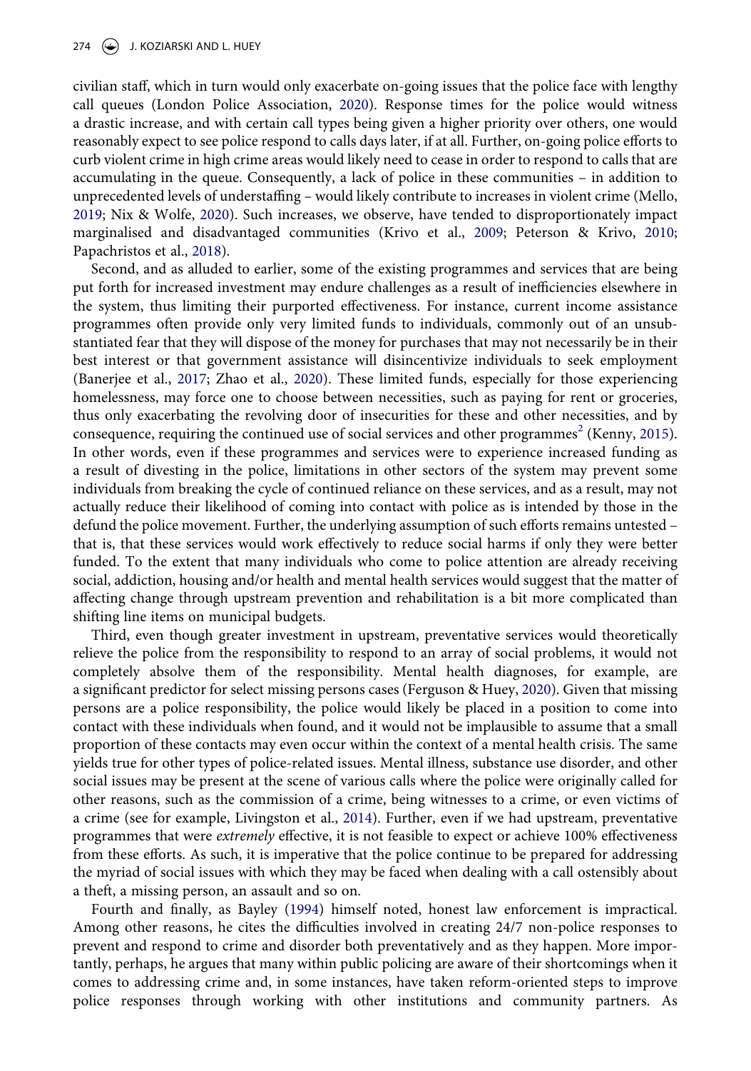civilian staff, which in turn would only exacerbate on-going issues that the police face with lengthy call queues (London Police Association, 2020). Response times for the police would witness a drastic increase, and with certain call types being given a higher priority over others, one would reasonably expect to see police respond to calls days later, if at all. Further, on-going police efforts to curb violent crime in high crime areas would likely need to cease in order to respond to calls that are accumulating in the queue. Consequently, a lack of police in these communities – in addition to unprecedented levels of understaffing – would likely contribute to increases in violent crime (Mello, 2019; Nix & Wolfe, 2020). Such increases, we observe, have tended to disproportionately impact marginalised and disadvantaged communities (Krivo et al., 2009; Peterson & Krivo, 2010; Papachristos et al., 2018).

Second, and as alluded to earlier, some of the existing programmes and services that are being put forth for increased investment may endure challenges as a result of inefficiencies elsewhere in the system, thus limiting their purported effectiveness. For instance, current income assistance programmes often provide only very limited funds to individuals, commonly out of an unsubstantiated fear that they will dispose of the money for purchases that may not necessarily be in their best interest or that government assistance will disincentivize individuals to seek employment (Banerjee et al., 2017; Zhao et al., 2020). These limited funds, especially for those experiencing homelessness, may force one to choose between necessities, such as paying for rent or groceries, thus only exacerbating the revolving door of insecurities for these and other necessities, and by consequence, requiring the continued use of social services and other programmes[2] (Kenny, 2015). In other words, even if these programmes and services were to experience increased funding as a result of divesting in the police, limitations in other sectors of the system may prevent some individuals from breaking the cycle of continued reliance on these services, and as a result, may not actually reduce their likelihood of coming into contact with police as is intended by those in the defund the police movement. Further, the underlying assumption of such efforts remains untested – that is, that these services would work effectively to reduce social harms if only they were better funded. To the extent that many individuals who come to police attention are already receiving social, addiction, housing and/or health and mental health services would suggest that the matter of affecting change through upstream prevention and rehabilitation is a bit more complicated than shifting line items on municipal budgets.

Third, even though greater investment in upstream, preventative services would theoretically relieve the police from the responsibility to respond to an array of social problems, it would not completely absolve them of the responsibility. Mental health diagnoses, for example, are a significant predictor for select missing persons cases (Ferguson & Huey, 2020). Given that missing persons are a police responsibility, the police would likely be placed in a position to come into contact with these individuals when found, and it would not be implausible to assume that a small proportion of these contacts may even occur within the context of a mental health crisis. The same yields true for other types of police-related issues. Mental illness, substance use disorder, and other social issues may be present at the scene of various calls where the police were originally called for other reasons, such as the commission of a crime, being witnesses to a crime, or even victims of a crime (see for example, Livingston et al., 2014). Further, even if we had upstream, preventative programmes that were *extremely* effective, it is not feasible to expect or achieve 100% effectiveness from these efforts. As such, it is imperative that the police continue to be prepared for addressing the myriad of social issues with which they may be faced when dealing with a call ostensibly about a theft, a missing person, an assault and so on.

Fourth and finally, as Bayley (1994) himself noted, honest law enforcement is impractical. Among other reasons, he cites the difficulties involved in creating 24/7 non-police responses to prevent and respond to crime and disorder both preventatively and as they happen. More importantly, perhaps, he argues that many within public policing are aware of their shortcomings when it comes to addressing crime and, in some instances, have taken reform-oriented steps to improve police responses through working with other institutions and community partners. As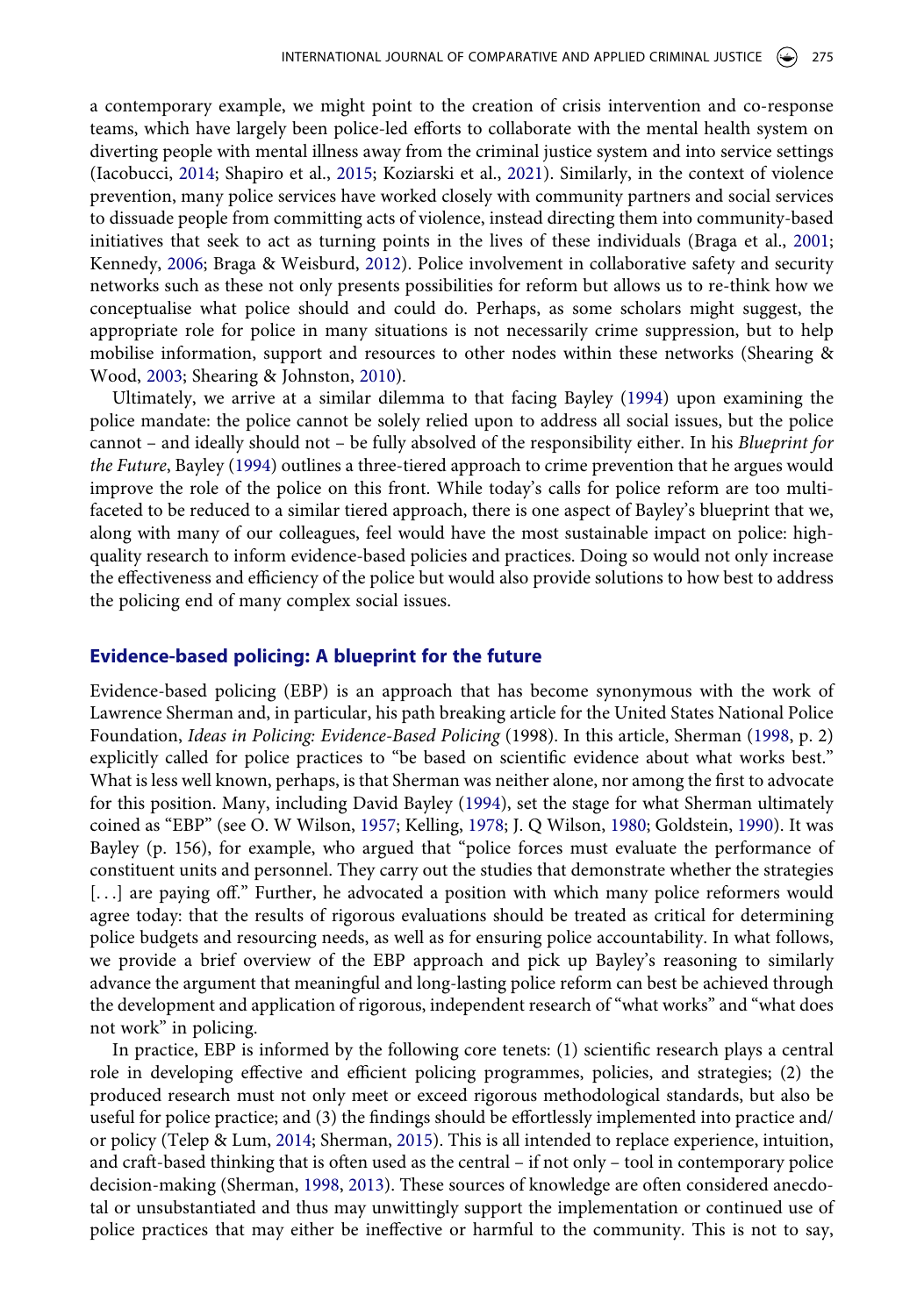a contemporary example, we might point to the creation of crisis intervention and co-response teams, which have largely been police-led efforts to collaborate with the mental health system on diverting people with mental illness away from the criminal justice system and into service settings (Iacobucci, 2014; Shapiro et al., 2015; Koziarski et al., 2021). Similarly, in the context of violence prevention, many police services have worked closely with community partners and social services to dissuade people from committing acts of violence, instead directing them into community-based initiatives that seek to act as turning points in the lives of these individuals (Braga et al., 2001; Kennedy, 2006; Braga & Weisburd, 2012). Police involvement in collaborative safety and security networks such as these not only presents possibilities for reform but allows us to re-think how we conceptualise what police should and could do. Perhaps, as some scholars might suggest, the appropriate role for police in many situations is not necessarily crime suppression, but to help mobilise information, support and resources to other nodes within these networks (Shearing & Wood, 2003; Shearing & Johnston, 2010).

Ultimately, we arrive at a similar dilemma to that facing Bayley (1994) upon examining the police mandate: the police cannot be solely relied upon to address all social issues, but the police cannot – and ideally should not – be fully absolved of the responsibility either. In his *Blueprint for the Future*, Bayley (1994) outlines a three-tiered approach to crime prevention that he argues would improve the role of the police on this front. While today's calls for police reform are too multi-faceted to be reduced to a similar tiered approach, there is one aspect of Bayley's blueprint that we, along with many of our colleagues, feel would have the most sustainable impact on police: high-quality research to inform evidence-based policies and practices. Doing so would not only increase the effectiveness and efficiency of the police but would also provide solutions to how best to address the policing end of many complex social issues.

## Evidence-based policing: A blueprint for the future

Evidence-based policing (EBP) is an approach that has become synonymous with the work of Lawrence Sherman and, in particular, his path breaking article for the United States National Police Foundation, *Ideas in Policing: Evidence-Based Policing* (1998). In this article, Sherman (1998, p. 2) explicitly called for police practices to "be based on scientific evidence about what works best." What is less well known, perhaps, is that Sherman was neither alone, nor among the first to advocate for this position. Many, including David Bayley (1994), set the stage for what Sherman ultimately coined as "EBP" (see O. W Wilson, 1957; Kelling, 1978; J. Q Wilson, 1980; Goldstein, 1990). It was Bayley (p. 156), for example, who argued that "police forces must evaluate the performance of constituent units and personnel. They carry out the studies that demonstrate whether the strategies [...] are paying off." Further, he advocated a position with which many police reformers would agree today: that the results of rigorous evaluations should be treated as critical for determining police budgets and resourcing needs, as well as for ensuring police accountability. In what follows, we provide a brief overview of the EBP approach and pick up Bayley's reasoning to similarly advance the argument that meaningful and long-lasting police reform can best be achieved through the development and application of rigorous, independent research of "what works" and "what does not work" in policing.

In practice, EBP is informed by the following core tenets: (1) scientific research plays a central role in developing effective and efficient policing programmes, policies, and strategies; (2) the produced research must not only meet or exceed rigorous methodological standards, but also be useful for police practice; and (3) the findings should be effortlessly implemented into practice and/or policy (Telep & Lum, 2014; Sherman, 2015). This is all intended to replace experience, intuition, and craft-based thinking that is often used as the central – if not only – tool in contemporary police decision-making (Sherman, 1998, 2013). These sources of knowledge are often considered anecdotal or unsubstantiated and thus may unwittingly support the implementation or continued use of police practices that may either be ineffective or harmful to the community. This is not to say,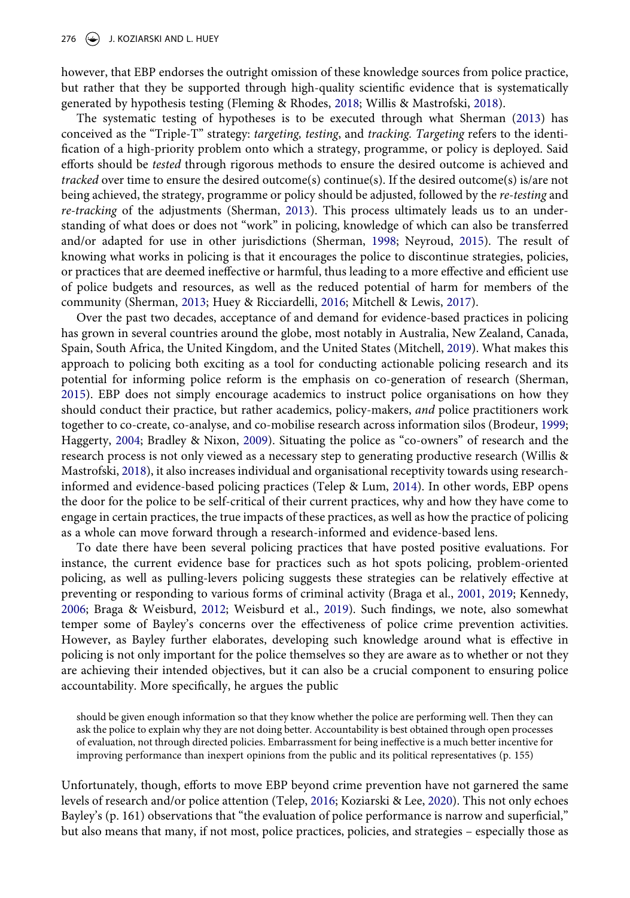however, that EBP endorses the outright omission of these knowledge sources from police practice, but rather that they be supported through high-quality scientific evidence that is systematically generated by hypothesis testing (Fleming & Rhodes, 2018; Willis & Mastrofski, 2018).

The systematic testing of hypotheses is to be executed through what Sherman (2013) has conceived as the "Triple-T" strategy: *targeting, testing*, and *tracking. Targeting* refers to the identification of a high-priority problem onto which a strategy, programme, or policy is deployed. Said efforts should be *tested* through rigorous methods to ensure the desired outcome is achieved and *tracked* over time to ensure the desired outcome(s) continue(s). If the desired outcome(s) is/are not being achieved, the strategy, programme or policy should be adjusted, followed by the *re-testing* and *re-tracking* of the adjustments (Sherman, 2013). This process ultimately leads us to an understanding of what does or does not "work" in policing, knowledge of which can also be transferred and/or adapted for use in other jurisdictions (Sherman, 1998; Neyroud, 2015). The result of knowing what works in policing is that it encourages the police to discontinue strategies, policies, or practices that are deemed ineffective or harmful, thus leading to a more effective and efficient use of police budgets and resources, as well as the reduced potential of harm for members of the community (Sherman, 2013; Huey & Ricciardelli, 2016; Mitchell & Lewis, 2017).

Over the past two decades, acceptance of and demand for evidence-based practices in policing has grown in several countries around the globe, most notably in Australia, New Zealand, Canada, Spain, South Africa, the United Kingdom, and the United States (Mitchell, 2019). What makes this approach to policing both exciting as a tool for conducting actionable policing research and its potential for informing police reform is the emphasis on co-generation of research (Sherman, 2015). EBP does not simply encourage academics to instruct police organisations on how they should conduct their practice, but rather academics, policy-makers, *and* police practitioners work together to co-create, co-analyse, and co-mobilise research across information silos (Brodeur, 1999; Haggerty, 2004; Bradley & Nixon, 2009). Situating the police as "co-owners" of research and the research process is not only viewed as a necessary step to generating productive research (Willis & Mastrofski, 2018), it also increases individual and organisational receptivity towards using research-informed and evidence-based policing practices (Telep & Lum, 2014). In other words, EBP opens the door for the police to be self-critical of their current practices, why and how they have come to engage in certain practices, the true impacts of these practices, as well as how the practice of policing as a whole can move forward through a research-informed and evidence-based lens.

To date there have been several policing practices that have posted positive evaluations. For instance, the current evidence base for practices such as hot spots policing, problem-oriented policing, as well as pulling-levers policing suggests these strategies can be relatively effective at preventing or responding to various forms of criminal activity (Braga et al., 2001, 2019; Kennedy, 2006; Braga & Weisburd, 2012; Weisburd et al., 2019). Such findings, we note, also somewhat temper some of Bayley's concerns over the effectiveness of police crime prevention activities. However, as Bayley further elaborates, developing such knowledge around what is effective in policing is not only important for the police themselves so they are aware as to whether or not they are achieving their intended objectives, but it can also be a crucial component to ensuring police accountability. More specifically, he argues the public

> should be given enough information so that they know whether the police are performing well. Then they can ask the police to explain why they are not doing better. Accountability is best obtained through open processes of evaluation, not through directed policies. Embarrassment for being ineffective is a much better incentive for improving performance than inexpert opinions from the public and its political representatives (p. 155)

Unfortunately, though, efforts to move EBP beyond crime prevention have not garnered the same levels of research and/or police attention (Telep, 2016; Koziarski & Lee, 2020). This not only echoes Bayley's (p. 161) observations that "the evaluation of police performance is narrow and superficial," but also means that many, if not most, police practices, policies, and strategies – especially those as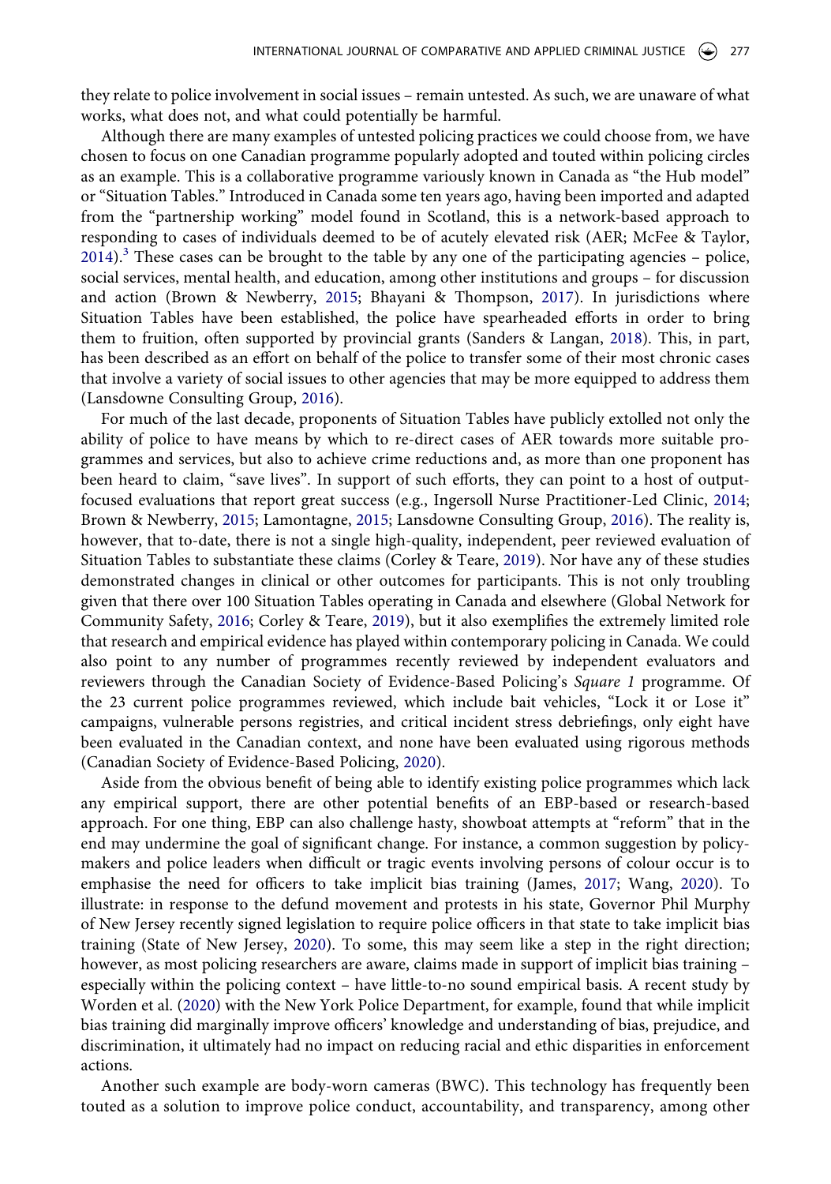they relate to police involvement in social issues – remain untested. As such, we are unaware of what works, what does not, and what could potentially be harmful.

Although there are many examples of untested policing practices we could choose from, we have chosen to focus on one Canadian programme popularly adopted and touted within policing circles as an example. This is a collaborative programme variously known in Canada as "the Hub model" or "Situation Tables." Introduced in Canada some ten years ago, having been imported and adapted from the "partnership working" model found in Scotland, this is a network-based approach to responding to cases of individuals deemed to be of acutely elevated risk (AER; McFee & Taylor, 2014).[3] These cases can be brought to the table by any one of the participating agencies – police, social services, mental health, and education, among other institutions and groups – for discussion and action (Brown & Newberry, 2015; Bhayani & Thompson, 2017). In jurisdictions where Situation Tables have been established, the police have spearheaded efforts in order to bring them to fruition, often supported by provincial grants (Sanders & Langan, 2018). This, in part, has been described as an effort on behalf of the police to transfer some of their most chronic cases that involve a variety of social issues to other agencies that may be more equipped to address them (Lansdowne Consulting Group, 2016).

For much of the last decade, proponents of Situation Tables have publicly extolled not only the ability of police to have means by which to re-direct cases of AER towards more suitable programmes and services, but also to achieve crime reductions and, as more than one proponent has been heard to claim, "save lives". In support of such efforts, they can point to a host of output-focused evaluations that report great success (e.g., Ingersoll Nurse Practitioner-Led Clinic, 2014; Brown & Newberry, 2015; Lamontagne, 2015; Lansdowne Consulting Group, 2016). The reality is, however, that to-date, there is not a single high-quality, independent, peer reviewed evaluation of Situation Tables to substantiate these claims (Corley & Teare, 2019). Nor have any of these studies demonstrated changes in clinical or other outcomes for participants. This is not only troubling given that there over 100 Situation Tables operating in Canada and elsewhere (Global Network for Community Safety, 2016; Corley & Teare, 2019), but it also exemplifies the extremely limited role that research and empirical evidence has played within contemporary policing in Canada. We could also point to any number of programmes recently reviewed by independent evaluators and reviewers through the Canadian Society of Evidence-Based Policing's *Square 1* programme. Of the 23 current police programmes reviewed, which include bait vehicles, "Lock it or Lose it" campaigns, vulnerable persons registries, and critical incident stress debriefings, only eight have been evaluated in the Canadian context, and none have been evaluated using rigorous methods (Canadian Society of Evidence-Based Policing, 2020).

Aside from the obvious benefit of being able to identify existing police programmes which lack any empirical support, there are other potential benefits of an EBP-based or research-based approach. For one thing, EBP can also challenge hasty, showboat attempts at "reform" that in the end may undermine the goal of significant change. For instance, a common suggestion by policy-makers and police leaders when difficult or tragic events involving persons of colour occur is to emphasise the need for officers to take implicit bias training (James, 2017; Wang, 2020). To illustrate: in response to the defund movement and protests in his state, Governor Phil Murphy of New Jersey recently signed legislation to require police officers in that state to take implicit bias training (State of New Jersey, 2020). To some, this may seem like a step in the right direction; however, as most policing researchers are aware, claims made in support of implicit bias training – especially within the policing context – have little-to-no sound empirical basis. A recent study by Worden et al. (2020) with the New York Police Department, for example, found that while implicit bias training did marginally improve officers' knowledge and understanding of bias, prejudice, and discrimination, it ultimately had no impact on reducing racial and ethic disparities in enforcement actions.

Another such example are body-worn cameras (BWC). This technology has frequently been touted as a solution to improve police conduct, accountability, and transparency, among other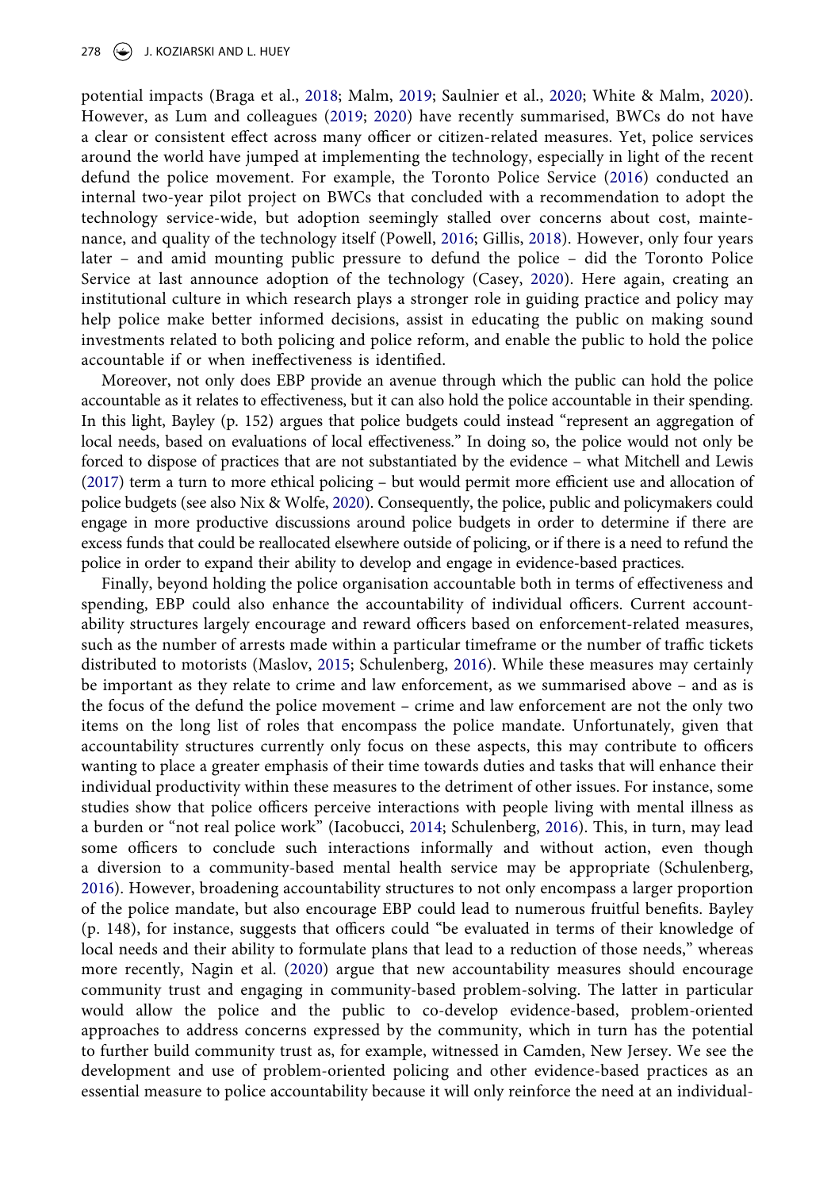potential impacts (Braga et al., 2018; Malm, 2019; Saulnier et al., 2020; White & Malm, 2020). However, as Lum and colleagues (2019; 2020) have recently summarised, BWCs do not have a clear or consistent effect across many officer or citizen-related measures. Yet, police services around the world have jumped at implementing the technology, especially in light of the recent defund the police movement. For example, the Toronto Police Service (2016) conducted an internal two-year pilot project on BWCs that concluded with a recommendation to adopt the technology service-wide, but adoption seemingly stalled over concerns about cost, maintenance, and quality of the technology itself (Powell, 2016; Gillis, 2018). However, only four years later – and amid mounting public pressure to defund the police – did the Toronto Police Service at last announce adoption of the technology (Casey, 2020). Here again, creating an institutional culture in which research plays a stronger role in guiding practice and policy may help police make better informed decisions, assist in educating the public on making sound investments related to both policing and police reform, and enable the public to hold the police accountable if or when ineffectiveness is identified.

Moreover, not only does EBP provide an avenue through which the public can hold the police accountable as it relates to effectiveness, but it can also hold the police accountable in their spending. In this light, Bayley (p. 152) argues that police budgets could instead "represent an aggregation of local needs, based on evaluations of local effectiveness." In doing so, the police would not only be forced to dispose of practices that are not substantiated by the evidence – what Mitchell and Lewis (2017) term a turn to more ethical policing – but would permit more efficient use and allocation of police budgets (see also Nix & Wolfe, 2020). Consequently, the police, public and policymakers could engage in more productive discussions around police budgets in order to determine if there are excess funds that could be reallocated elsewhere outside of policing, or if there is a need to refund the police in order to expand their ability to develop and engage in evidence-based practices.

Finally, beyond holding the police organisation accountable both in terms of effectiveness and spending, EBP could also enhance the accountability of individual officers. Current accountability structures largely encourage and reward officers based on enforcement-related measures, such as the number of arrests made within a particular timeframe or the number of traffic tickets distributed to motorists (Maslov, 2015; Schulenberg, 2016). While these measures may certainly be important as they relate to crime and law enforcement, as we summarised above – and as is the focus of the defund the police movement – crime and law enforcement are not the only two items on the long list of roles that encompass the police mandate. Unfortunately, given that accountability structures currently only focus on these aspects, this may contribute to officers wanting to place a greater emphasis of their time towards duties and tasks that will enhance their individual productivity within these measures to the detriment of other issues. For instance, some studies show that police officers perceive interactions with people living with mental illness as a burden or "not real police work" (Iacobucci, 2014; Schulenberg, 2016). This, in turn, may lead some officers to conclude such interactions informally and without action, even though a diversion to a community-based mental health service may be appropriate (Schulenberg, 2016). However, broadening accountability structures to not only encompass a larger proportion of the police mandate, but also encourage EBP could lead to numerous fruitful benefits. Bayley (p. 148), for instance, suggests that officers could "be evaluated in terms of their knowledge of local needs and their ability to formulate plans that lead to a reduction of those needs," whereas more recently, Nagin et al. (2020) argue that new accountability measures should encourage community trust and engaging in community-based problem-solving. The latter in particular would allow the police and the public to co-develop evidence-based, problem-oriented approaches to address concerns expressed by the community, which in turn has the potential to further build community trust as, for example, witnessed in Camden, New Jersey. We see the development and use of problem-oriented policing and other evidence-based practices as an essential measure to police accountability because it will only reinforce the need at an individual-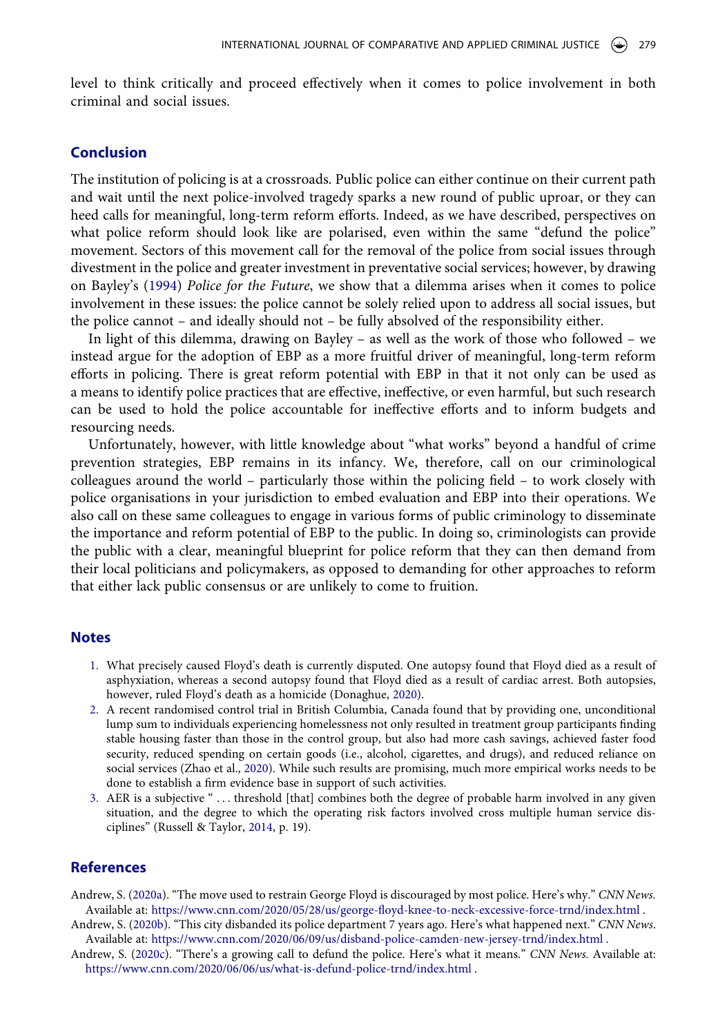level to think critically and proceed effectively when it comes to police involvement in both criminal and social issues.

## Conclusion

The institution of policing is at a crossroads. Public police can either continue on their current path and wait until the next police-involved tragedy sparks a new round of public uproar, or they can heed calls for meaningful, long-term reform efforts. Indeed, as we have described, perspectives on what police reform should look like are polarised, even within the same "defund the police" movement. Sectors of this movement call for the removal of the police from social issues through divestment in the police and greater investment in preventative social services; however, by drawing on Bayley's (1994) *Police for the Future*, we show that a dilemma arises when it comes to police involvement in these issues: the police cannot be solely relied upon to address all social issues, but the police cannot – and ideally should not – be fully absolved of the responsibility either.

In light of this dilemma, drawing on Bayley – as well as the work of those who followed – we instead argue for the adoption of EBP as a more fruitful driver of meaningful, long-term reform efforts in policing. There is great reform potential with EBP in that it not only can be used as a means to identify police practices that are effective, ineffective, or even harmful, but such research can be used to hold the police accountable for ineffective efforts and to inform budgets and resourcing needs.

Unfortunately, however, with little knowledge about "what works" beyond a handful of crime prevention strategies, EBP remains in its infancy. We, therefore, call on our criminological colleagues around the world – particularly those within the policing field – to work closely with police organisations in your jurisdiction to embed evaluation and EBP into their operations. We also call on these same colleagues to engage in various forms of public criminology to disseminate the importance and reform potential of EBP to the public. In doing so, criminologists can provide the public with a clear, meaningful blueprint for police reform that they can then demand from their local politicians and policymakers, as opposed to demanding for other approaches to reform that either lack public consensus or are unlikely to come to fruition.

## Notes

1. What precisely caused Floyd's death is currently disputed. One autopsy found that Floyd died as a result of asphyxiation, whereas a second autopsy found that Floyd died as a result of cardiac arrest. Both autopsies, however, ruled Floyd's death as a homicide (Donaghue, 2020).
2. A recent randomised control trial in British Columbia, Canada found that by providing one, unconditional lump sum to individuals experiencing homelessness not only resulted in treatment group participants finding stable housing faster than those in the control group, but also had more cash savings, achieved faster food security, reduced spending on certain goods (i.e., alcohol, cigarettes, and drugs), and reduced reliance on social services (Zhao et al., 2020). While such results are promising, much more empirical works needs to be done to establish a firm evidence base in support of such activities.
3. AER is a subjective " . . . threshold [that] combines both the degree of probable harm involved in any given situation, and the degree to which the operating risk factors involved cross multiple human service disciplines" (Russell & Taylor, 2014, p. 19).

## References

Andrew, S. (2020a). "The move used to restrain George Floyd is discouraged by most police. Here's why." *CNN News*. Available at: https://www.cnn.com/2020/05/28/us/george-floyd-knee-to-neck-excessive-force-trnd/index.html .

Andrew, S. (2020b). "This city disbanded its police department 7 years ago. Here's what happened next." *CNN News*. Available at: https://www.cnn.com/2020/06/09/us/disband-police-camden-new-jersey-trnd/index.html .

Andrew, S. (2020c). "There's a growing call to defund the police. Here's what it means." *CNN News*. Available at: https://www.cnn.com/2020/06/06/us/what-is-defund-police-trnd/index.html .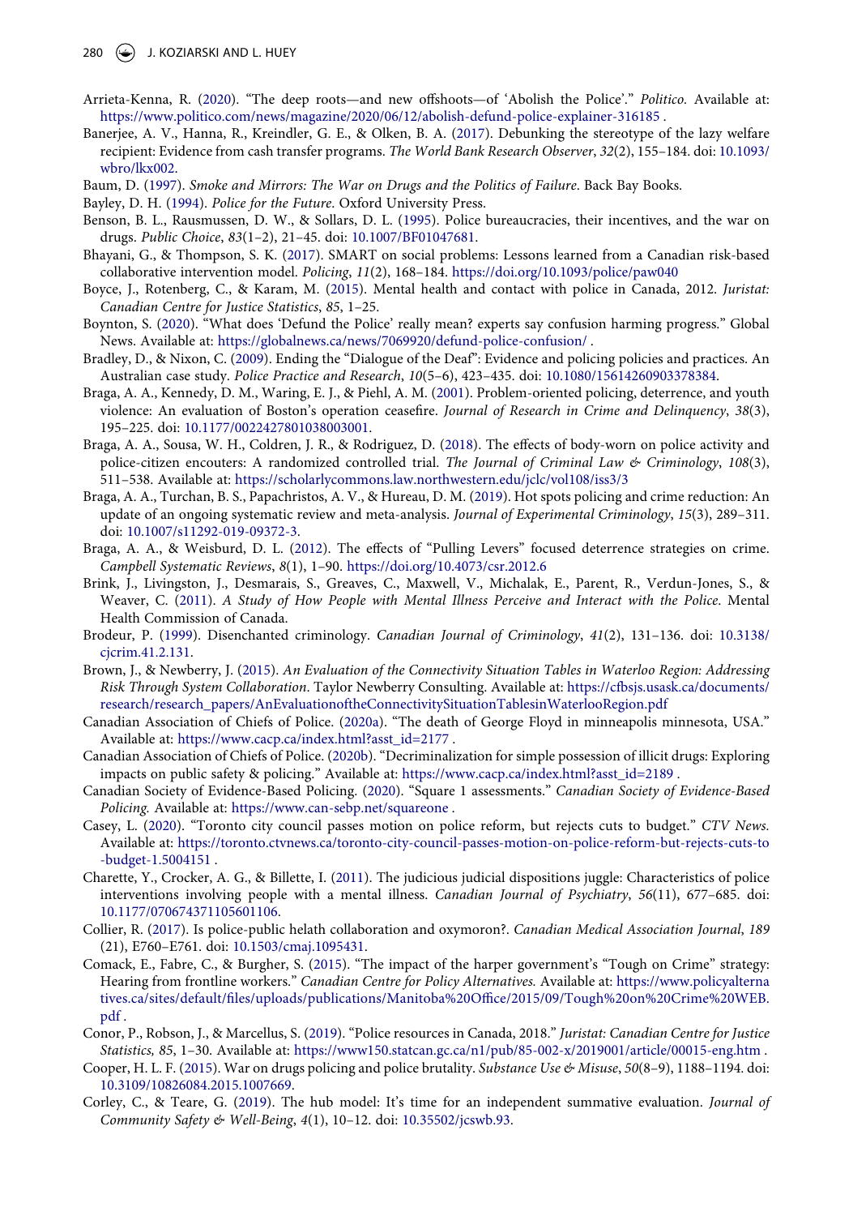Arrieta-Kenna, R. (2020). "The deep roots—and new offshoots—of 'Abolish the Police'." *Politico.* Available at: https://www.politico.com/news/magazine/2020/06/12/abolish-defund-police-explainer-316185 .

Banerjee, A. V., Hanna, R., Kreindler, G. E., & Olken, B. A. (2017). Debunking the stereotype of the lazy welfare recipient: Evidence from cash transfer programs. *The World Bank Research Observer*, *32*(2), 155–184. doi: 10.1093/wbro/lkx002.

Baum, D. (1997). *Smoke and Mirrors: The War on Drugs and the Politics of Failure*. Back Bay Books.

Bayley, D. H. (1994). *Police for the Future*. Oxford University Press.

Benson, B. L., Rausmussen, D. W., & Sollars, D. L. (1995). Police bureaucracies, their incentives, and the war on drugs. *Public Choice*, *83*(1–2), 21–45. doi: 10.1007/BF01047681.

Bhayani, G., & Thompson, S. K. (2017). SMART on social problems: Lessons learned from a Canadian risk-based collaborative intervention model. *Policing*, *11*(2), 168–184. https://doi.org/10.1093/police/paw040

Boyce, J., Rotenberg, C., & Karam, M. (2015). Mental health and contact with police in Canada, 2012. *Juristat: Canadian Centre for Justice Statistics*, *85*, 1–25.

Boynton, S. (2020). "What does 'Defund the Police' really mean? experts say confusion harming progress." Global News. Available at: https://globalnews.ca/news/7069920/defund-police-confusion/ .

Bradley, D., & Nixon, C. (2009). Ending the "Dialogue of the Deaf": Evidence and policing policies and practices. An Australian case study. *Police Practice and Research*, *10*(5–6), 423–435. doi: 10.1080/15614260903378384.

Braga, A. A., Kennedy, D. M., Waring, E. J., & Piehl, A. M. (2001). Problem-oriented policing, deterrence, and youth violence: An evaluation of Boston's operation ceasefire. *Journal of Research in Crime and Delinquency*, *38*(3), 195–225. doi: 10.1177/0022427801038003001.

Braga, A. A., Sousa, W. H., Coldren, J. R., & Rodriguez, D. (2018). The effects of body-worn on police activity and police-citizen encounters: A randomized controlled trial. *The Journal of Criminal Law & Criminology*, *108*(3), 511–538. Available at: https://scholarlycommons.law.northwestern.edu/jclc/vol108/iss3/3

Braga, A. A., Turchan, B. S., Papachristos, A. V., & Hureau, D. M. (2019). Hot spots policing and crime reduction: An update of an ongoing systematic review and meta-analysis. *Journal of Experimental Criminology*, *15*(3), 289–311. doi: 10.1007/s11292-019-09372-3.

Braga, A. A., & Weisburd, D. L. (2012). The effects of "Pulling Levers" focused deterrence strategies on crime. *Campbell Systematic Reviews*, *8*(1), 1–90. https://doi.org/10.4073/csr.2012.6

Brink, J., Livingston, J., Desmarais, S., Greaves, C., Maxwell, V., Michalak, E., Parent, R., Verdun-Jones, S., & Weaver, C. (2011). *A Study of How People with Mental Illness Perceive and Interact with the Police*. Mental Health Commission of Canada.

Brodeur, P. (1999). Disenchanted criminology. *Canadian Journal of Criminology*, *41*(2), 131–136. doi: 10.3138/cjcrim.41.2.131.

Brown, J., & Newberry, J. (2015). *An Evaluation of the Connectivity Situation Tables in Waterloo Region: Addressing Risk Through System Collaboration*. Taylor Newberry Consulting. Available at: https://cfbsjs.usask.ca/documents/research/research_papers/AnEvaluationoftheConnectivitySituationTablesinWaterlooRegion.pdf

Canadian Association of Chiefs of Police. (2020a). "The death of George Floyd in minneapolis minnesota, USA." Available at: https://www.cacp.ca/index.html?asst_id=2177 .

Canadian Association of Chiefs of Police. (2020b). "Decriminalization for simple possession of illicit drugs: Exploring impacts on public safety & policing." Available at: https://www.cacp.ca/index.html?asst_id=2189 .

Canadian Society of Evidence-Based Policing. (2020). "Square 1 assessments." *Canadian Society of Evidence-Based Policing.* Available at: https://www.can-sebp.net/squareone .

Casey, L. (2020). "Toronto city council passes motion on police reform, but rejects cuts to budget." *CTV News.* Available at: https://toronto.ctvnews.ca/toronto-city-council-passes-motion-on-police-reform-but-rejects-cuts-to-budget-1.5004151 .

Charette, Y., Crocker, A. G., & Billette, I. (2011). The judicious judicial dispositions juggle: Characteristics of police interventions involving people with a mental illness. *Canadian Journal of Psychiatry*, *56*(11), 677–685. doi: 10.1177/070674371105601106.

Collier, R. (2017). Is police-public helath collaboration and oxymoron?. *Canadian Medical Association Journal*, *189*(21), E760–E761. doi: 10.1503/cmaj.1095431.

Comack, E., Fabre, C., & Burgher, S. (2015). "The impact of the harper government's "Tough on Crime" strategy: Hearing from frontline workers." *Canadian Centre for Policy Alternatives.* Available at: https://www.policyalternatives.ca/sites/default/files/uploads/publications/Manitoba%20Office/2015/09/Tough%20on%20Crime%20WEB.pdf .

Conor, P., Robson, J., & Marcellus, S. (2019). "Police resources in Canada, 2018." *Juristat: Canadian Centre for Justice Statistics, 85*, 1–30. Available at: https://www150.statcan.gc.ca/n1/pub/85-002-x/2019001/article/00015-eng.htm .

Cooper, H. L. F. (2015). War on drugs policing and police brutality. *Substance Use & Misuse*, *50*(8–9), 1188–1194. doi: 10.3109/10826084.2015.1007669.

Corley, C., & Teare, G. (2019). The hub model: It's time for an independent summative evaluation. *Journal of Community Safety & Well-Being*, *4*(1), 10–12. doi: 10.35502/jcswb.93.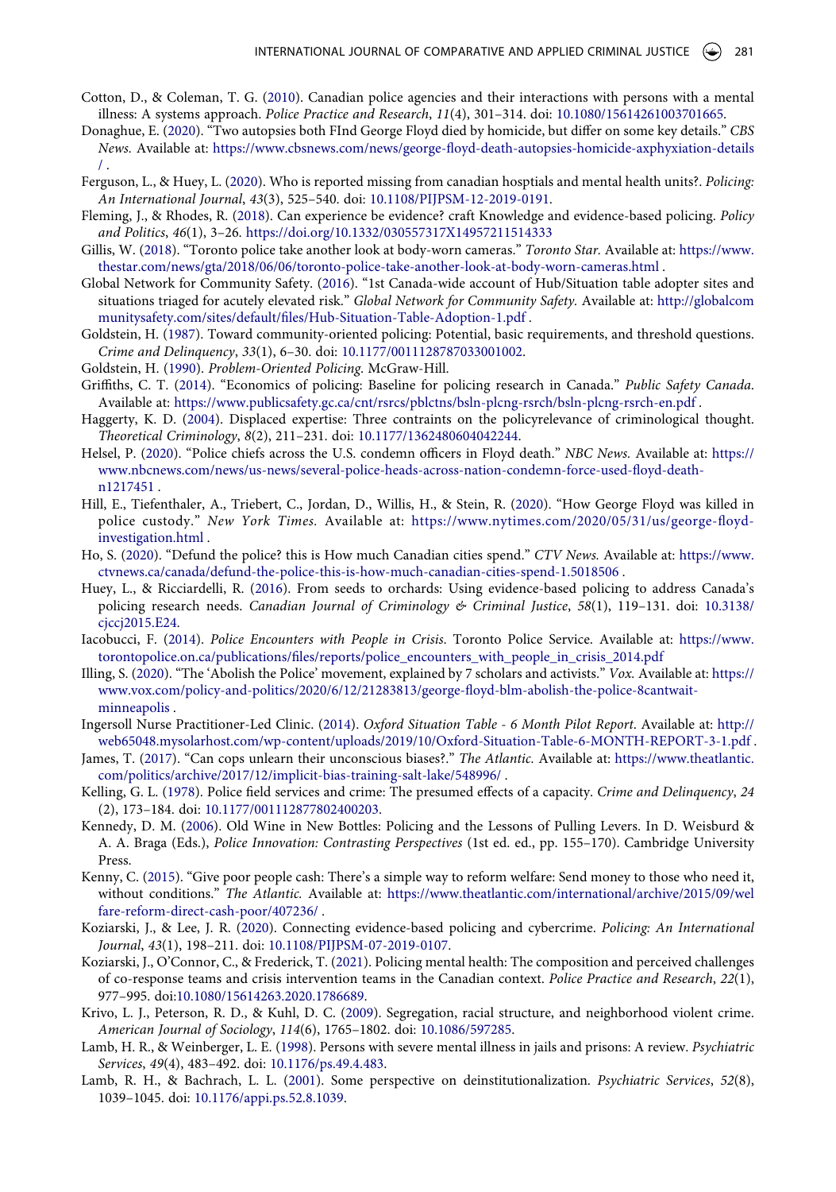Cotton, D., & Coleman, T. G. (2010). Canadian police agencies and their interactions with persons with a mental illness: A systems approach. *Police Practice and Research*, *11*(4), 301–314. doi: 10.1080/15614261003701665.

Donaghue, E. (2020). "Two autopsies both FInd George Floyd died by homicide, but differ on some key details." *CBS News.* Available at: https://www.cbsnews.com/news/george-floyd-death-autopsies-homicide-axphyxiation-details/ .

Ferguson, L., & Huey, L. (2020). Who is reported missing from canadian hosptials and mental health units?. *Policing: An International Journal*, *43*(3), 525–540. doi: 10.1108/PIJPSM-12-2019-0191.

Fleming, J., & Rhodes, R. (2018). Can experience be evidence? craft Knowledge and evidence-based policing. *Policy and Politics*, *46*(1), 3–26. https://doi.org/10.1332/030557317X14957211514333

Gillis, W. (2018). "Toronto police take another look at body-worn cameras." *Toronto Star.* Available at: https://www.thestar.com/news/gta/2018/06/06/toronto-police-take-another-look-at-body-worn-cameras.html .

Global Network for Community Safety. (2016). "1st Canada-wide account of Hub/Situation table adopter sites and situations triaged for acutely elevated risk." *Global Network for Community Safety.* Available at: http://globalcommunitysafety.com/sites/default/files/Hub-Situation-Table-Adoption-1.pdf .

Goldstein, H. (1987). Toward community-oriented policing: Potential, basic requirements, and threshold questions. *Crime and Delinquency*, *33*(1), 6–30. doi: 10.1177/0011128787033001002.

Goldstein, H. (1990). *Problem-Oriented Policing*. McGraw-Hill.

Griffiths, C. T. (2014). "Economics of policing: Baseline for policing research in Canada." *Public Safety Canada.* Available at: https://www.publicsafety.gc.ca/cnt/rsrcs/pblctns/bsln-plcng-rsrch/bsln-plcng-rsrch-en.pdf .

Haggerty, K. D. (2004). Displaced expertise: Three contraints on the policyrelevance of criminological thought. *Theoretical Criminology*, *8*(2), 211–231. doi: 10.1177/1362480604042244.

Helsel, P. (2020). "Police chiefs across the U.S. condemn officers in Floyd death." *NBC News.* Available at: https://www.nbcnews.com/news/us-news/several-police-heads-across-nation-condemn-force-used-floyd-death-n1217451 .

Hill, E., Tiefenthaler, A., Triebert, C., Jordan, D., Willis, H., & Stein, R. (2020). "How George Floyd was killed in police custody." *New York Times.* Available at: https://www.nytimes.com/2020/05/31/us/george-floyd-investigation.html .

Ho, S. (2020). "Defund the police? this is How much Canadian cities spend." *CTV News.* Available at: https://www.ctvnews.ca/canada/defund-the-police-this-is-how-much-canadian-cities-spend-1.5018506 .

Huey, L., & Ricciardelli, R. (2016). From seeds to orchards: Using evidence-based policing to address Canada's policing research needs. *Canadian Journal of Criminology & Criminal Justice*, *58*(1), 119–131. doi: 10.3138/cjccj2015.E24.

Iacobucci, F. (2014). *Police Encounters with People in Crisis*. Toronto Police Service. Available at: https://www.torontopolice.on.ca/publications/files/reports/police_encounters_with_people_in_crisis_2014.pdf

Illing, S. (2020). "The 'Abolish the Police' movement, explained by 7 scholars and activists." *Vox.* Available at: https://www.vox.com/policy-and-politics/2020/6/12/21283813/george-floyd-blm-abolish-the-police-8cantwait-minneapolis .

Ingersoll Nurse Practitioner-Led Clinic. (2014). *Oxford Situation Table - 6 Month Pilot Report*. Available at: http://web65048.mysolarhost.com/wp-content/uploads/2019/10/Oxford-Situation-Table-6-MONTH-REPORT-3-1.pdf .

James, T. (2017). "Can cops unlearn their unconscious biases?." *The Atlantic.* Available at: https://www.theatlantic.com/politics/archive/2017/12/implicit-bias-training-salt-lake/548996/ .

Kelling, G. L. (1978). Police field services and crime: The presumed effects of a capacity. *Crime and Delinquency*, *24* (2), 173–184. doi: 10.1177/001112877802400203.

Kennedy, D. M. (2006). Old Wine in New Bottles: Policing and the Lessons of Pulling Levers. In D. Weisburd & A. A. Braga (Eds.), *Police Innovation: Contrasting Perspectives* (1st ed. ed., pp. 155–170). Cambridge University Press.

Kenny, C. (2015). "Give poor people cash: There's a simple way to reform welfare: Send money to those who need it, without conditions." *The Atlantic.* Available at: https://www.theatlantic.com/international/archive/2015/09/welfare-reform-direct-cash-poor/407236/ .

Koziarski, J., & Lee, J. R. (2020). Connecting evidence-based policing and cybercrime. *Policing: An International Journal*, *43*(1), 198–211. doi: 10.1108/PIJPSM-07-2019-0107.

Koziarski, J., O'Connor, C., & Frederick, T. (2021). Policing mental health: The composition and perceived challenges of co-response teams and crisis intervention teams in the Canadian context. *Police Practice and Research*, *22*(1), 977–995. doi:10.1080/15614263.2020.1786689.

Krivo, L. J., Peterson, R. D., & Kuhl, D. C. (2009). Segregation, racial structure, and neighborhood violent crime. *American Journal of Sociology*, *114*(6), 1765–1802. doi: 10.1086/597285.

Lamb, H. R., & Weinberger, L. E. (1998). Persons with severe mental illness in jails and prisons: A review. *Psychiatric Services*, *49*(4), 483–492. doi: 10.1176/ps.49.4.483.

Lamb, R. H., & Bachrach, L. L. (2001). Some perspective on deinstitutionalization. *Psychiatric Services*, *52*(8), 1039–1045. doi: 10.1176/appi.ps.52.8.1039.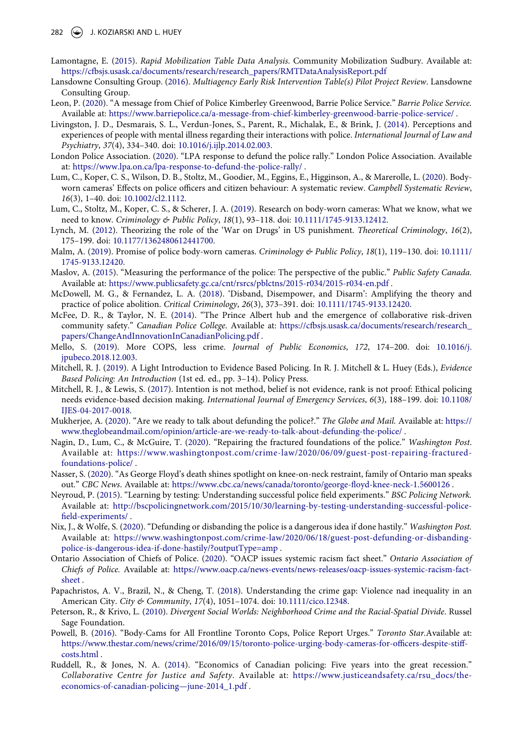Lamontagne, E. (2015). *Rapid Mobilization Table Data Analysis*. Community Mobilization Sudbury. Available at: https://cfbsjs.usask.ca/documents/research/research_papers/RMTDataAnalysisReport.pdf

Lansdowne Consulting Group. (2016). *Multiagency Early Risk Intervention Table(s) Pilot Project Review*. Lansdowne Consulting Group.

Leon, P. (2020). "A message from Chief of Police Kimberley Greenwood, Barrie Police Service." *Barrie Police Service.* Available at: https://www.barriepolice.ca/a-message-from-chief-kimberley-greenwood-barrie-police-service/ .

Livingston, J. D., Desmarais, S. L., Verdun-Jones, S., Parent, R., Michalak, E., & Brink, J. (2014). Perceptions and experiences of people with mental illness regarding their interactions with police. *International Journal of Law and Psychiatry*, *37*(4), 334–340. doi: 10.1016/j.ijlp.2014.02.003.

London Police Association. (2020). "LPA response to defund the police rally." London Police Association. Available at: https://www.lpa.on.ca/lpa-response-to-defund-the-police-rally/ .

Lum, C., Koper, C. S., Wilson, D. B., Stoltz, M., Goodier, M., Eggins, E., Higginson, A., & Marerolle, L. (2020). Body-worn cameras' Effects on police officers and citizen behaviour: A systematic review. *Campbell Systematic Review*, *16*(3), 1–40. doi: 10.1002/cl2.1112.

Lum, C., Stoltz, M., Koper, C. S., & Scherer, J. A. (2019). Research on body-worn cameras: What we know, what we need to know. *Criminology & Public Policy*, *18*(1), 93–118. doi: 10.1111/1745-9133.12412.

Lynch, M. (2012). Theorizing the role of the 'War on Drugs' in US punishment. *Theoretical Criminology*, *16*(2), 175–199. doi: 10.1177/1362480612441700.

Malm, A. (2019). Promise of police body-worn cameras. *Criminology & Public Policy*, *18*(1), 119–130. doi: 10.1111/1745-9133.12420.

Maslov, A. (2015). "Measuring the performance of the police: The perspective of the public." *Public Safety Canada.* Available at: https://www.publicsafety.gc.ca/cnt/rsrcs/pblctns/2015-r034/2015-r034-en.pdf .

McDowell, M. G., & Fernandez, L. A. (2018). 'Disband, Disempower, and Disarm': Amplifying the theory and practice of police abolition. *Critical Criminology*, *26*(3), 373–391. doi: 10.1111/1745-9133.12420.

McFee, D. R., & Taylor, N. E. (2014). "The Prince Albert hub and the emergence of collaborative risk-driven community safety." *Canadian Police College*. Available at: https://cfbsjs.usask.ca/documents/research/research_papers/ChangeAndInnovationInCanadianPolicing.pdf .

Mello, S. (2019). More COPS, less crime. *Journal of Public Economics*, *172*, 174–200. doi: 10.1016/j.jpubeco.2018.12.003.

Mitchell, R. J. (2019). A Light Introduction to Evidence Based Policing. In R. J. Mitchell & L. Huey (Eds.), *Evidence Based Policing: An Introduction* (1st ed. ed., pp. 3–14). Policy Press.

Mitchell, R. J., & Lewis, S. (2017). Intention is not method, belief is not evidence, rank is not proof: Ethical policing needs evidence-based decision making. *International Journal of Emergency Services*, *6*(3), 188–199. doi: 10.1108/IJES-04-2017-0018.

Mukherjee, A. (2020). "Are we ready to talk about defunding the police?." *The Globe and Mail.* Available at: https://www.theglobeandmail.com/opinion/article-are-we-ready-to-talk-about-defunding-the-police/ .

Nagin, D., Lum, C., & McGuire, T. (2020). "Repairing the fractured foundations of the police." *Washington Post*. Available at: https://www.washingtonpost.com/crime-law/2020/06/09/guest-post-repairing-fractured-foundations-police/ .

Nasser, S. (2020). "As George Floyd's death shines spotlight on knee-on-neck restraint, family of Ontario man speaks out." *CBC News*. Available at: https://www.cbc.ca/news/canada/toronto/george-floyd-knee-neck-1.5600126 .

Neyroud, P. (2015). "Learning by testing: Understanding successful police field experiments." *BSC Policing Network.* Available at: http://bscpolicingnetwork.com/2015/10/30/learning-by-testing-understanding-successful-police-field-experiments/ .

Nix, J., & Wolfe, S. (2020). "Defunding or disbanding the police is a dangerous idea if done hastily." *Washington Post.* Available at: https://www.washingtonpost.com/crime-law/2020/06/18/guest-post-defunding-or-disbanding-police-is-dangerous-idea-if-done-hastily/?outputType=amp .

Ontario Association of Chiefs of Police. (2020). "OACP issues systemic racism fact sheet." *Ontario Association of Chiefs of Police.* Available at: https://www.oacp.ca/news-events/news-releases/oacp-issues-systemic-racism-fact-sheet .

Papachristos, A. V., Brazil, N., & Cheng, T. (2018). Understanding the crime gap: Violence nad inequality in an American City. *City & Community*, *17*(4), 1051–1074. doi: 10.1111/cico.12348.

Peterson, R., & Krivo, L. (2010). *Divergent Social Worlds: Neighborhood Crime and the Racial-Spatial Divide*. Russel Sage Foundation.

Powell, B. (2016). "Body-Cams for All Frontline Toronto Cops, Police Report Urges." *Toronto Star.*Available at: https://www.thestar.com/news/crime/2016/09/15/toronto-police-urging-body-cameras-for-officers-despite-stiff-costs.html .

Ruddell, R., & Jones, N. A. (2014). "Economics of Canadian policing: Five years into the great recession." *Collaborative Centre for Justice and Safety*. Available at: https://www.justiceandsafety.ca/rsu_docs/the-economics-of-canadian-policing—june-2014_1.pdf .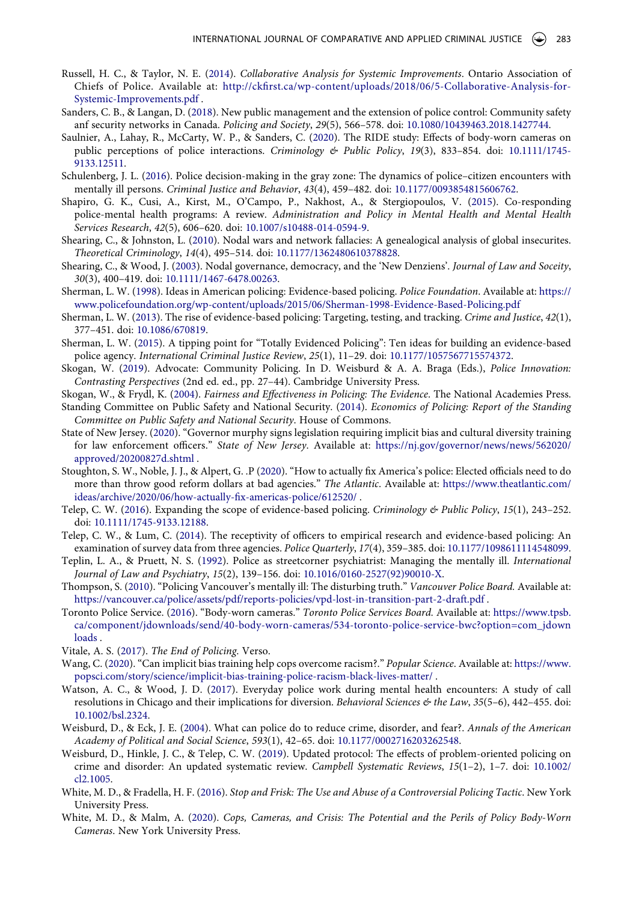Russell, H. C., & Taylor, N. E. (2014). *Collaborative Analysis for Systemic Improvements*. Ontario Association of Chiefs of Police. Available at: http://ckfirst.ca/wp-content/uploads/2018/06/5-Collaborative-Analysis-for-Systemic-Improvements.pdf .

Sanders, C. B., & Langan, D. (2018). New public management and the extension of police control: Community safety anf security networks in Canada. *Policing and Society*, *29*(5), 566–578. doi: 10.1080/10439463.2018.1427744.

Saulnier, A., Lahay, R., McCarty, W. P., & Sanders, C. (2020). The RIDE study: Effects of body-worn cameras on public perceptions of police interactions. *Criminology & Public Policy*, *19*(3), 833–854. doi: 10.1111/1745-9133.12511.

Schulenberg, J. L. (2016). Police decision-making in the gray zone: The dynamics of police–citizen encounters with mentally ill persons. *Criminal Justice and Behavior*, *43*(4), 459–482. doi: 10.1177/0093854815606762.

Shapiro, G. K., Cusi, A., Kirst, M., O'Campo, P., Nakhost, A., & Stergiopoulos, V. (2015). Co-responding police-mental health programs: A review. *Administration and Policy in Mental Health and Mental Health Services Research*, *42*(5), 606–620. doi: 10.1007/s10488-014-0594-9.

Shearing, C., & Johnston, L. (2010). Nodal wars and network fallacies: A genealogical analysis of global insecurites. *Theoretical Criminology*, *14*(4), 495–514. doi: 10.1177/1362480610378828.

Shearing, C., & Wood, J. (2003). Nodal governance, democracy, and the 'New Denziens'. *Journal of Law and Soceity*, *30*(3), 400–419. doi: 10.1111/1467-6478.00263.

Sherman, L. W. (1998). Ideas in American policing: Evidence-based policing. *Police Foundation*. Available at: https://www.policefoundation.org/wp-content/uploads/2015/06/Sherman-1998-Evidence-Based-Policing.pdf

Sherman, L. W. (2013). The rise of evidence-based policing: Targeting, testing, and tracking. *Crime and Justice*, *42*(1), 377–451. doi: 10.1086/670819.

Sherman, L. W. (2015). A tipping point for "Totally Evidenced Policing": Ten ideas for building an evidence-based police agency. *International Criminal Justice Review*, *25*(1), 11–29. doi: 10.1177/1057567715574372.

Skogan, W. (2019). Advocate: Community Policing. In D. Weisburd & A. A. Braga (Eds.), *Police Innovation: Contrasting Perspectives* (2nd ed. ed., pp. 27–44). Cambridge University Press.

Skogan, W., & Frydl, K. (2004). *Fairness and Effectiveness in Policing: The Evidence*. The National Academies Press.

Standing Committee on Public Safety and National Security. (2014). *Economics of Policing: Report of the Standing Committee on Public Safety and National Security*. House of Commons.

State of New Jersey. (2020). "Governor murphy signs legislation requiring implicit bias and cultural diversity training for law enforcement officers." *State of New Jersey*. Available at: https://nj.gov/governor/news/news/562020/approved/20200827d.shtml .

Stoughton, S. W., Noble, J. J., & Alpert, G. .P (2020). "How to actually fix America's police: Elected officials need to do more than throw good reform dollars at bad agencies." *The Atlantic*. Available at: https://www.theatlantic.com/ideas/archive/2020/06/how-actually-fix-americas-police/612520/ .

Telep, C. W. (2016). Expanding the scope of evidence-based policing. *Criminology & Public Policy*, *15*(1), 243–252. doi: 10.1111/1745-9133.12188.

Telep, C. W., & Lum, C. (2014). The receptivity of officers to empirical research and evidence-based policing: An examination of survey data from three agencies. *Police Quarterly*, *17*(4), 359–385. doi: 10.1177/1098611114548099.

Teplin, L. A., & Pruett, N. S. (1992). Police as streetcorner psychiatrist: Managing the mentally ill. *International Journal of Law and Psychiatry*, *15*(2), 139–156. doi: 10.1016/0160-2527(92)90010-X.

Thompson, S. (2010). "Policing Vancouver's mentally ill: The disturbing truth." *Vancouver Police Board.* Available at: https://vancouver.ca/police/assets/pdf/reports-policies/vpd-lost-in-transition-part-2-draft.pdf .

Toronto Police Service. (2016). "Body-worn cameras." *Toronto Police Services Board.* Available at: https://www.tpsb.ca/component/jdownloads/send/40-body-worn-cameras/534-toronto-police-service-bwc?option=com_jdownloads .

Vitale, A. S. (2017). *The End of Policing.* Verso.

Wang, C. (2020). "Can implicit bias training help cops overcome racism?." *Popular Science*. Available at: https://www.popsci.com/story/science/implicit-bias-training-police-racism-black-lives-matter/ .

Watson, A. C., & Wood, J. D. (2017). Everyday police work during mental health encounters: A study of call resolutions in Chicago and their implications for diversion. *Behavioral Sciences & the Law*, *35*(5–6), 442–455. doi: 10.1002/bsl.2324.

Weisburd, D., & Eck, J. E. (2004). What can police do to reduce crime, disorder, and fear?. *Annals of the American Academy of Political and Social Science*, *593*(1), 42–65. doi: 10.1177/0002716203262548.

Weisburd, D., Hinkle, J. C., & Telep, C. W. (2019). Updated protocol: The effects of problem-oriented policing on crime and disorder: An updated systematic review. *Campbell Systematic Reviews*, *15*(1–2), 1–7. doi: 10.1002/cl2.1005.

White, M. D., & Fradella, H. F. (2016). *Stop and Frisk: The Use and Abuse of a Controversial Policing Tactic*. New York University Press.

White, M. D., & Malm, A. (2020). *Cops, Cameras, and Crisis: The Potential and the Perils of Policy Body-Worn Cameras*. New York University Press.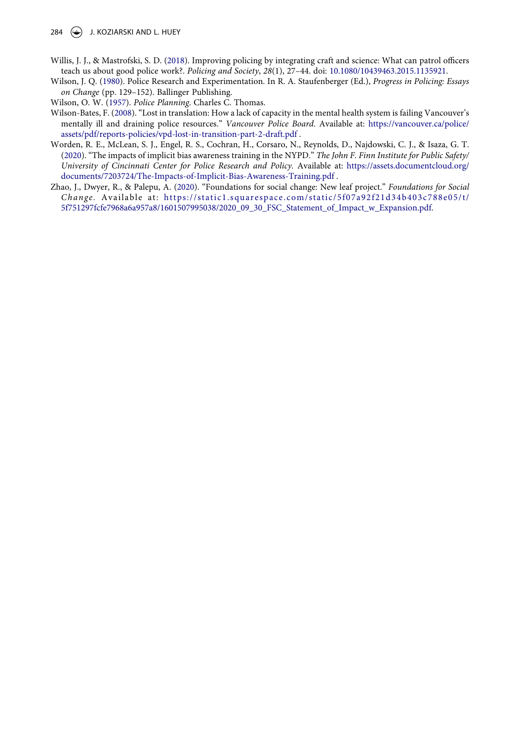Willis, J. J., & Mastrofski, S. D. (2018). Improving policing by integrating craft and science: What can patrol officers teach us about good police work?. *Policing and Society*, *28*(1), 27–44. doi: 10.1080/10439463.2015.1135921.

Wilson, J. Q. (1980). Police Research and Experimentation. In R. A. Staufenberger (Ed.), *Progress in Policing: Essays on Change* (pp. 129–152). Ballinger Publishing.

Wilson, O. W. (1957). *Police Planning*. Charles C. Thomas.

Wilson-Bates, F. (2008). "Lost in translation: How a lack of capacity in the mental health system is failing Vancouver's mentally ill and draining police resources." *Vancouver Police Board*. Available at: https://vancouver.ca/police/assets/pdf/reports-policies/vpd-lost-in-transition-part-2-draft.pdf .

Worden, R. E., McLean, S. J., Engel, R. S., Cochran, H., Corsaro, N., Reynolds, D., Najdowski, C. J., & Isaza, G. T. (2020). "The impacts of implicit bias awareness training in the NYPD." *The John F. Finn Institute for Public Safety/ University of Cincinnati Center for Police Research and Policy*. Available at: https://assets.documentcloud.org/documents/7203724/The-Impacts-of-Implicit-Bias-Awareness-Training.pdf .

Zhao, J., Dwyer, R., & Palepu, A. (2020). "Foundations for social change: New leaf project." *Foundations for Social Change*. Available at: https://static1.squarespace.com/static/5f07a92f21d34b403c788e05/t/5f751297fcfe7968a6a957a8/1601507995038/2020_09_30_FSC_Statement_of_Impact_w_Expansion.pdf.